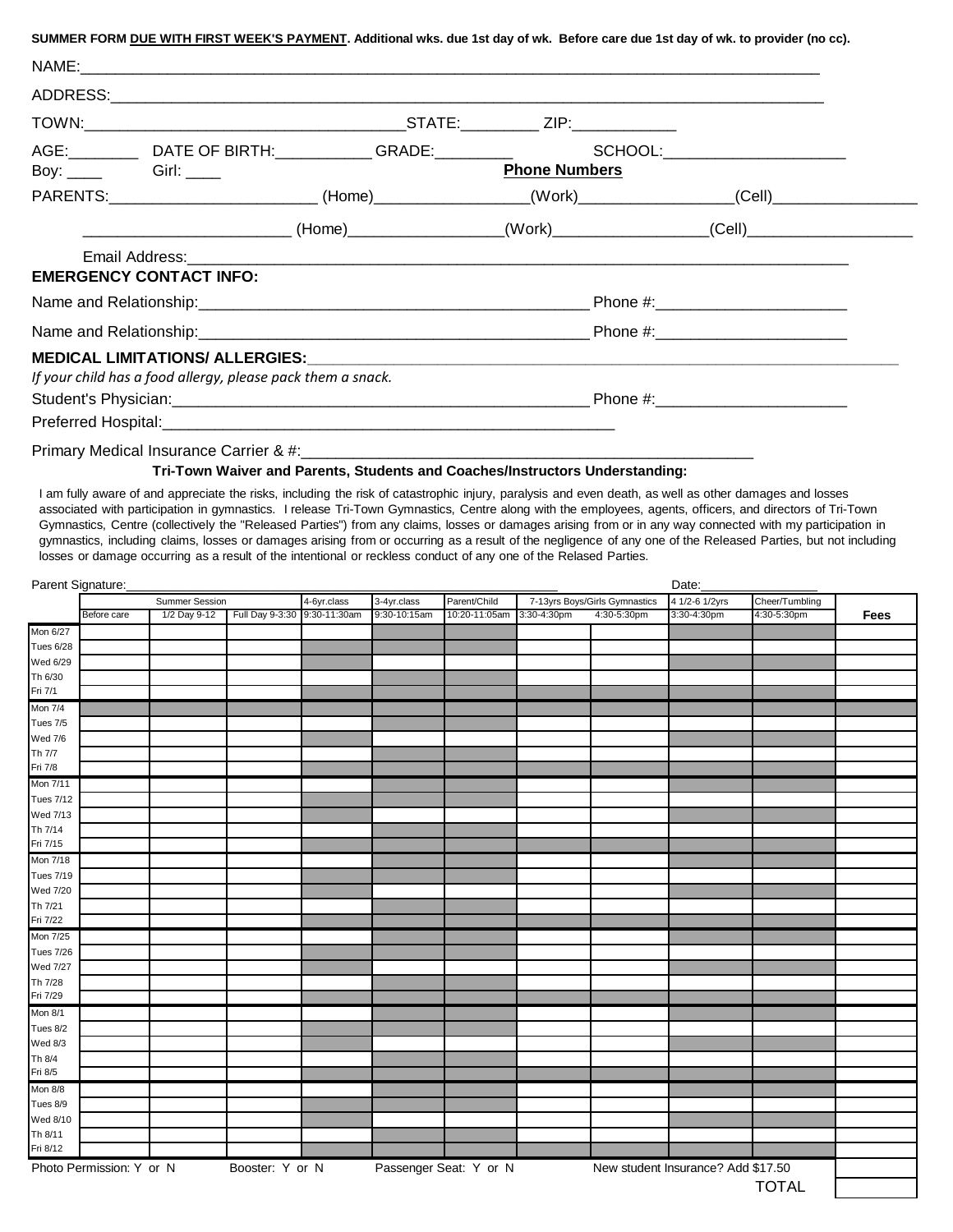**SUMMER FORM DUE WITH FIRST WEEK'S PAYMENT. Additional wks. due 1st day of wk. Before care due 1st day of wk. to provider (no cc).**

NAME:_______________________________________________

ADDRESS:_______________________________________________

TOWN:_______________________ STATE:_________ ZIP:____________

AGE:________ DATE OF BIRTH:___________ GRADE:_________ SCHOOL:_____________________

Boy: ____ Girl: ____

**Phone Numbers**

PARENTS:_______________________ (Home)_________________(Work)_________________(Cell)_________________

_______________________ (Home)_________________(Work)_________________(Cell)_________________

Email Address:_______________________________________________

**EMERGENCY CONTACT INFO:**

Name and Relationship:_____________________________ Phone #:_____________________

Name and Relationship:_____________________________ Phone #:_____________________

**MEDICAL LIMITATIONS/ ALLERGIES:**_______________________________________________

*If your child has a food allergy, please pack them a snack.*

Student's Physician:_____________________________ Phone #:_____________________

Preferred Hospital:_____________________________

Primary Medical Insurance Carrier & #:_____________________________

**Tri-Town Waiver and Parents, Students and Coaches/Instructors Understanding:**

I am fully aware of and appreciate the risks, including the risk of catastrophic injury, paralysis and even death, as well as other damages and losses associated with participation in gymnastics. I release Tri-Town Gymnastics, Centre along with the employees, agents, officers, and directors of Tri-Town Gymnastics, Centre (collectively the "Released Parties") from any claims, losses or damages arising from or in any way connected with my participation in gymnastics, including claims, losses or damages arising from or occurring as a result of the negligence of any one of the Released Parties, but not including losses or damage occurring as a result of the intentional or reckless conduct of any one of the Relased Parties.

Parent Signature:_____________________________ Date:_______________

| | Summer Session | | | 4-6yr.class | 3-4yr.class | Parent/Child | 7-13yrs Boys/Girls Gymnastics | | 4 1/2-6 1/2yrs | Cheer/Tumbling | |
|---|---|---|---|---|---|---|---|---|---|---|---|
| | Before care | 1/2 Day 9-12 | Full Day 9-3:30 | 9:30-11:30am | 9:30-10:15am | 10:20-11:05am | 3:30-4:30pm | 4:30-5:30pm | 3:30-4:30pm | 4:30-5:30pm | **Fees** |
| Mon 6/27 | | | | | | | | | | | |
| Tues 6/28 | | | | | | | | | | | |
| Wed 6/29 | | | | | | | | | | | |
| Th 6/30 | | | | | | | | | | | |
| Fri 7/1 | | | | | | | | | | | |
| Mon 7/4 | | | | | | | | | | | |
| Tues 7/5 | | | | | | | | | | | |
| Wed 7/6 | | | | | | | | | | | |
| Th 7/7 | | | | | | | | | | | |
| Fri 7/8 | | | | | | | | | | | |
| Mon 7/11 | | | | | | | | | | | |
| Tues 7/12 | | | | | | | | | | | |
| Wed 7/13 | | | | | | | | | | | |
| Th 7/14 | | | | | | | | | | | |
| Fri 7/15 | | | | | | | | | | | |
| Mon 7/18 | | | | | | | | | | | |
| Tues 7/19 | | | | | | | | | | | |
| Wed 7/20 | | | | | | | | | | | |
| Th 7/21 | | | | | | | | | | | |
| Fri 7/22 | | | | | | | | | | | |
| Mon 7/25 | | | | | | | | | | | |
| Tues 7/26 | | | | | | | | | | | |
| Wed 7/27 | | | | | | | | | | | |
| Th 7/28 | | | | | | | | | | | |
| Fri 7/29 | | | | | | | | | | | |
| Mon 8/1 | | | | | | | | | | | |
| Tues 8/2 | | | | | | | | | | | |
| Wed 8/3 | | | | | | | | | | | |
| Th 8/4 | | | | | | | | | | | |
| Fri 8/5 | | | | | | | | | | | |
| Mon 8/8 | | | | | | | | | | | |
| Tues 8/9 | | | | | | | | | | | |
| Wed 8/10 | | | | | | | | | | | |
| Th 8/11 | | | | | | | | | | | |
| Fri 8/12 | | | | | | | | | | | |

Photo Permission: Y or N    Booster: Y or N    Passenger Seat: Y or N    New student Insurance? Add $17.50

TOTAL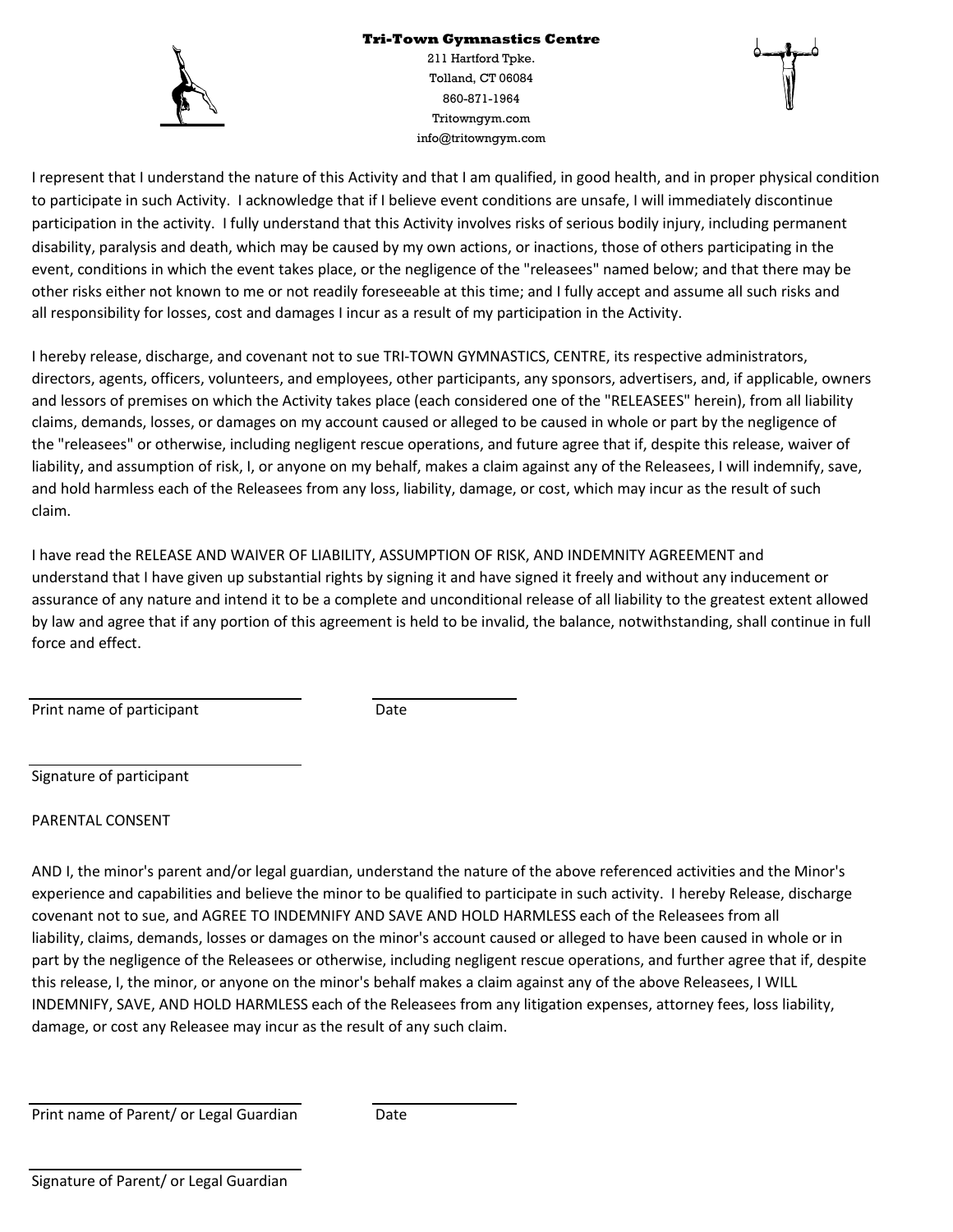**Tri-Town Gymnastics Centre**
211 Hartford Tpke.
Tolland, CT 06084
860-871-1964
Tritowngym.com
info@tritowngym.com

I represent that I understand the nature of this Activity and that I am qualified, in good health, and in proper physical condition to participate in such Activity. I acknowledge that if I believe event conditions are unsafe, I will immediately discontinue participation in the activity. I fully understand that this Activity involves risks of serious bodily injury, including permanent disability, paralysis and death, which may be caused by my own actions, or inactions, those of others participating in the event, conditions in which the event takes place, or the negligence of the "releasees" named below; and that there may be other risks either not known to me or not readily foreseeable at this time; and I fully accept and assume all such risks and all responsibility for losses, cost and damages I incur as a result of my participation in the Activity.

I hereby release, discharge, and covenant not to sue TRI-TOWN GYMNASTICS, CENTRE, its respective administrators, directors, agents, officers, volunteers, and employees, other participants, any sponsors, advertisers, and, if applicable, owners and lessors of premises on which the Activity takes place (each considered one of the "RELEASEES" herein), from all liability claims, demands, losses, or damages on my account caused or alleged to be caused in whole or part by the negligence of the "releasees" or otherwise, including negligent rescue operations, and future agree that if, despite this release, waiver of liability, and assumption of risk, I, or anyone on my behalf, makes a claim against any of the Releasees, I will indemnify, save, and hold harmless each of the Releasees from any loss, liability, damage, or cost, which may incur as the result of such claim.

I have read the RELEASE AND WAIVER OF LIABILITY, ASSUMPTION OF RISK, AND INDEMNITY AGREEMENT and understand that I have given up substantial rights by signing it and have signed it freely and without any inducement or assurance of any nature and intend it to be a complete and unconditional release of all liability to the greatest extent allowed by law and agree that if any portion of this agreement is held to be invalid, the balance, notwithstanding, shall continue in full force and effect.

______________________________ ____________________
Print name of participant Date

______________________________
Signature of participant

PARENTAL CONSENT

AND I, the minor's parent and/or legal guardian, understand the nature of the above referenced activities and the Minor's experience and capabilities and believe the minor to be qualified to participate in such activity. I hereby Release, discharge covenant not to sue, and AGREE TO INDEMNIFY AND SAVE AND HOLD HARMLESS each of the Releasees from all liability, claims, demands, losses or damages on the minor's account caused or alleged to have been caused in whole or in part by the negligence of the Releasees or otherwise, including negligent rescue operations, and further agree that if, despite this release, I, the minor, or anyone on the minor's behalf makes a claim against any of the above Releasees, I WILL INDEMNIFY, SAVE, AND HOLD HARMLESS each of the Releasees from any litigation expenses, attorney fees, loss liability, damage, or cost any Releasee may incur as the result of any such claim.

______________________________ ____________________
Print name of Parent/ or Legal Guardian Date

______________________________
Signature of Parent/ or Legal Guardian